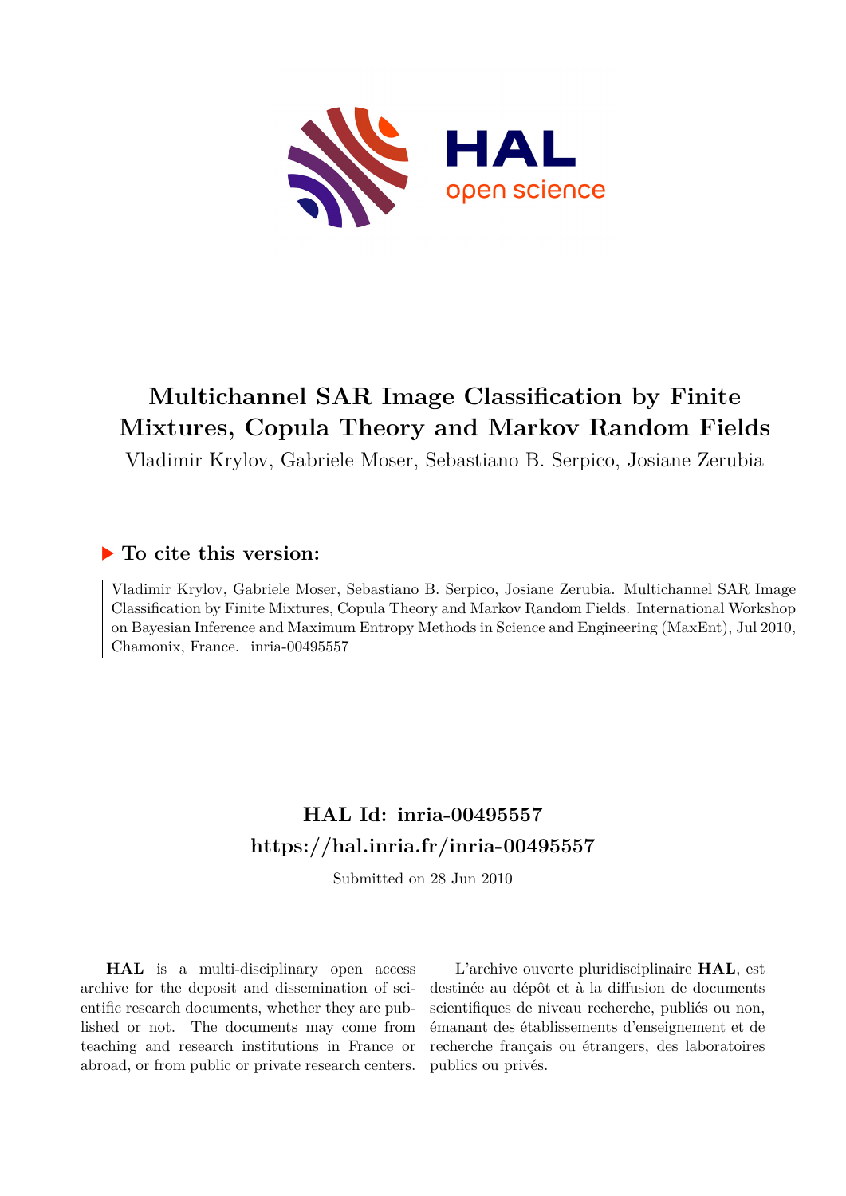# Multichannel SAR Image Classification by Finite Mixtures, Copula Theory and Markov Random Fields

Vladimir Krylov, Gabriele Moser, Sebastiano B. Serpico, Josiane Zerubia

## ▶ To cite this version:

Vladimir Krylov, Gabriele Moser, Sebastiano B. Serpico, Josiane Zerubia. Multichannel SAR Image Classification by Finite Mixtures, Copula Theory and Markov Random Fields. International Workshop on Bayesian Inference and Maximum Entropy Methods in Science and Engineering (MaxEnt), Jul 2010, Chamonix, France. inria-00495557

## HAL Id: inria-00495557

## https://hal.inria.fr/inria-00495557

Submitted on 28 Jun 2010

**HAL** is a multi-disciplinary open access archive for the deposit and dissemination of scientific research documents, whether they are published or not. The documents may come from teaching and research institutions in France or abroad, or from public or private research centers.

L'archive ouverte pluridisciplinaire **HAL**, est destinée au dépôt et à la diffusion de documents scientifiques de niveau recherche, publiés ou non, émanant des établissements d'enseignement et de recherche français ou étrangers, des laboratoires publics ou privés.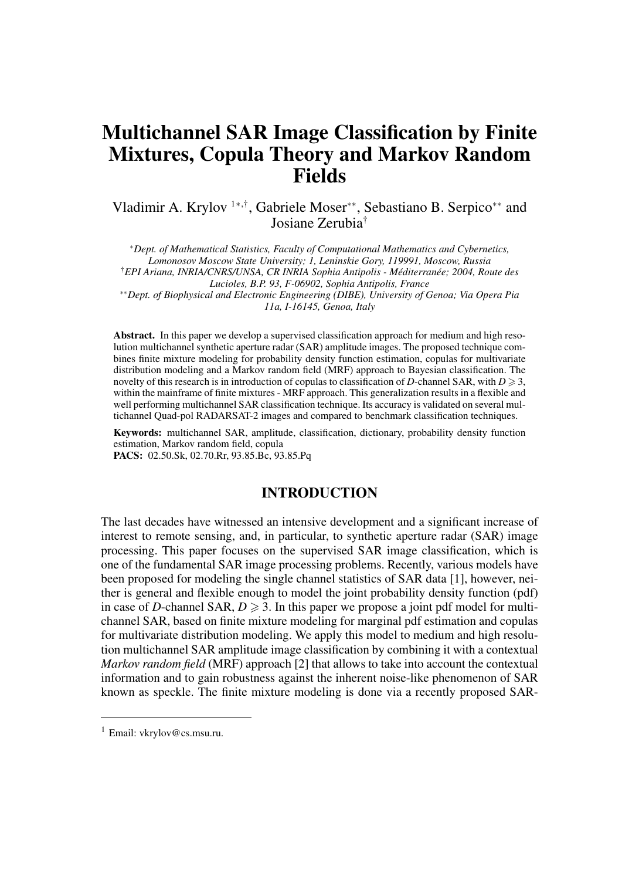# Multichannel SAR Image Classification by Finite Mixtures, Copula Theory and Markov Random Fields

Vladimir A. Krylov [1*,†], Gabriele Moser[**], Sebastiano B. Serpico[**] and Josiane Zerubia[†]

[*]*Dept. of Mathematical Statistics, Faculty of Computational Mathematics and Cybernetics, Lomonosov Moscow State University; 1, Leninskie Gory, 119991, Moscow, Russia*
[†]*EPI Ariana, INRIA/CNRS/UNSA, CR INRIA Sophia Antipolis - Méditerranée; 2004, Route des Lucioles, B.P. 93, F-06902, Sophia Antipolis, France*
[**]*Dept. of Biophysical and Electronic Engineering (DIBE), University of Genoa; Via Opera Pia 11a, I-16145, Genoa, Italy*

**Abstract.** In this paper we develop a supervised classification approach for medium and high resolution multichannel synthetic aperture radar (SAR) amplitude images. The proposed technique combines finite mixture modeling for probability density function estimation, copulas for multivariate distribution modeling and a Markov random field (MRF) approach to Bayesian classification. The novelty of this research is in introduction of copulas to classification of $D$-channel SAR, with $D \geqslant 3$, within the mainframe of finite mixtures - MRF approach. This generalization results in a flexible and well performing multichannel SAR classification technique. Its accuracy is validated on several multichannel Quad-pol RADARSAT-2 images and compared to benchmark classification techniques.

**Keywords:** multichannel SAR, amplitude, classification, dictionary, probability density function estimation, Markov random field, copula
**PACS:** 02.50.Sk, 02.70.Rr, 93.85.Bc, 93.85.Pq

## INTRODUCTION

The last decades have witnessed an intensive development and a significant increase of interest to remote sensing, and, in particular, to synthetic aperture radar (SAR) image processing. This paper focuses on the supervised SAR image classification, which is one of the fundamental SAR image processing problems. Recently, various models have been proposed for modeling the single channel statistics of SAR data [1], however, neither is general and flexible enough to model the joint probability density function (pdf) in case of $D$-channel SAR, $D \geqslant 3$. In this paper we propose a joint pdf model for multichannel SAR, based on finite mixture modeling for marginal pdf estimation and copulas for multivariate distribution modeling. We apply this model to medium and high resolution multichannel SAR amplitude image classification by combining it with a contextual *Markov random field* (MRF) approach [2] that allows to take into account the contextual information and to gain robustness against the inherent noise-like phenomenon of SAR known as speckle. The finite mixture modeling is done via a recently proposed SAR-

[1] Email: vkrylov@cs.msu.ru.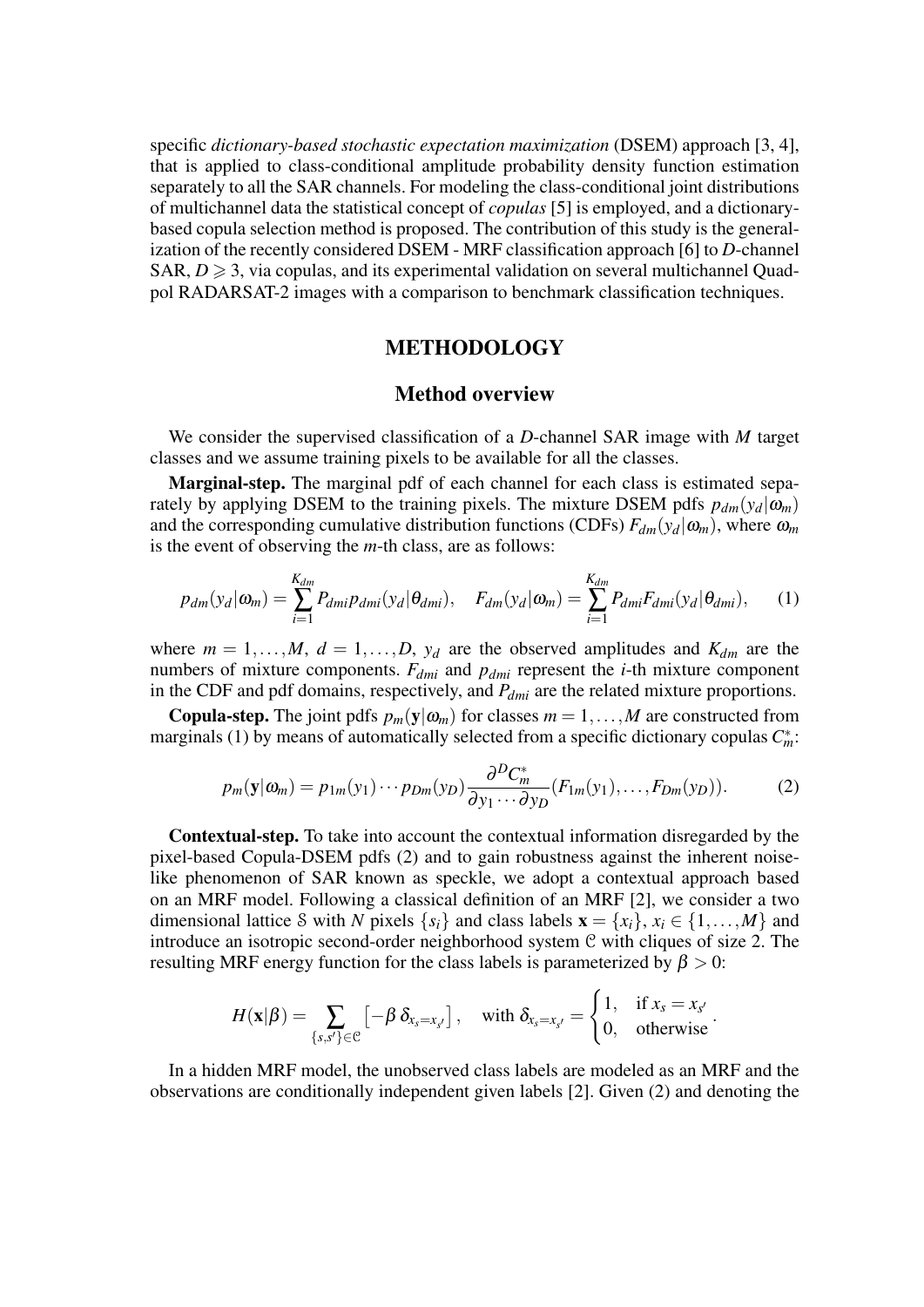specific *dictionary-based stochastic expectation maximization* (DSEM) approach [3, 4], that is applied to class-conditional amplitude probability density function estimation separately to all the SAR channels. For modeling the class-conditional joint distributions of multichannel data the statistical concept of *copulas* [5] is employed, and a dictionary-based copula selection method is proposed. The contribution of this study is the generalization of the recently considered DSEM - MRF classification approach [6] to $D$-channel SAR, $D \geqslant 3$, via copulas, and its experimental validation on several multichannel Quad-pol RADARSAT-2 images with a comparison to benchmark classification techniques.

## METHODOLOGY

### Method overview

We consider the supervised classification of a $D$-channel SAR image with $M$ target classes and we assume training pixels to be available for all the classes.

**Marginal-step.** The marginal pdf of each channel for each class is estimated separately by applying DSEM to the training pixels. The mixture DSEM pdfs $p_{dm}(y_d|\omega_m)$ and the corresponding cumulative distribution functions (CDFs) $F_{dm}(y_d|\omega_m)$, where $\omega_m$ is the event of observing the $m$-th class, are as follows:

$$p_{dm}(y_d|\omega_m) = \sum_{i=1}^{K_{dm}} P_{dmi} p_{dmi}(y_d|\theta_{dmi}), \quad F_{dm}(y_d|\omega_m) = \sum_{i=1}^{K_{dm}} P_{dmi} F_{dmi}(y_d|\theta_{dmi}), \qquad (1)$$

where $m = 1,\ldots,M$, $d = 1,\ldots,D$, $y_d$ are the observed amplitudes and $K_{dm}$ are the numbers of mixture components. $F_{dmi}$ and $p_{dmi}$ represent the $i$-th mixture component in the CDF and pdf domains, respectively, and $P_{dmi}$ are the related mixture proportions.

**Copula-step.** The joint pdfs $p_m(\mathbf{y}|\omega_m)$ for classes $m = 1,\ldots,M$ are constructed from marginals (1) by means of automatically selected from a specific dictionary copulas $C_m^*$:

$$p_m(\mathbf{y}|\omega_m) = p_{1m}(y_1)\cdots p_{Dm}(y_D)\frac{\partial^D C_m^*}{\partial y_1 \cdots \partial y_D}(F_{1m}(y_1),\ldots,F_{Dm}(y_D)). \qquad (2)$$

**Contextual-step.** To take into account the contextual information disregarded by the pixel-based Copula-DSEM pdfs (2) and to gain robustness against the inherent noise-like phenomenon of SAR known as speckle, we adopt a contextual approach based on an MRF model. Following a classical definition of an MRF [2], we consider a two dimensional lattice $\mathcal{S}$ with $N$ pixels $\{s_i\}$ and class labels $\mathbf{x} = \{x_i\}$, $x_i \in \{1,\ldots,M\}$ and introduce an isotropic second-order neighborhood system $\mathcal{C}$ with cliques of size 2. The resulting MRF energy function for the class labels is parameterized by $\beta > 0$:

$$H(\mathbf{x}|\beta) = \sum_{\{s,s'\}\in\mathcal{C}} \left[-\beta\, \delta_{x_s = x_{s'}}\right], \quad \text{with } \delta_{x_s = x_{s'}} = \begin{cases} 1, & \text{if } x_s = x_{s'} \\ 0, & \text{otherwise} \end{cases}.$$

In a hidden MRF model, the unobserved class labels are modeled as an MRF and the observations are conditionally independent given labels [2]. Given (2) and denoting the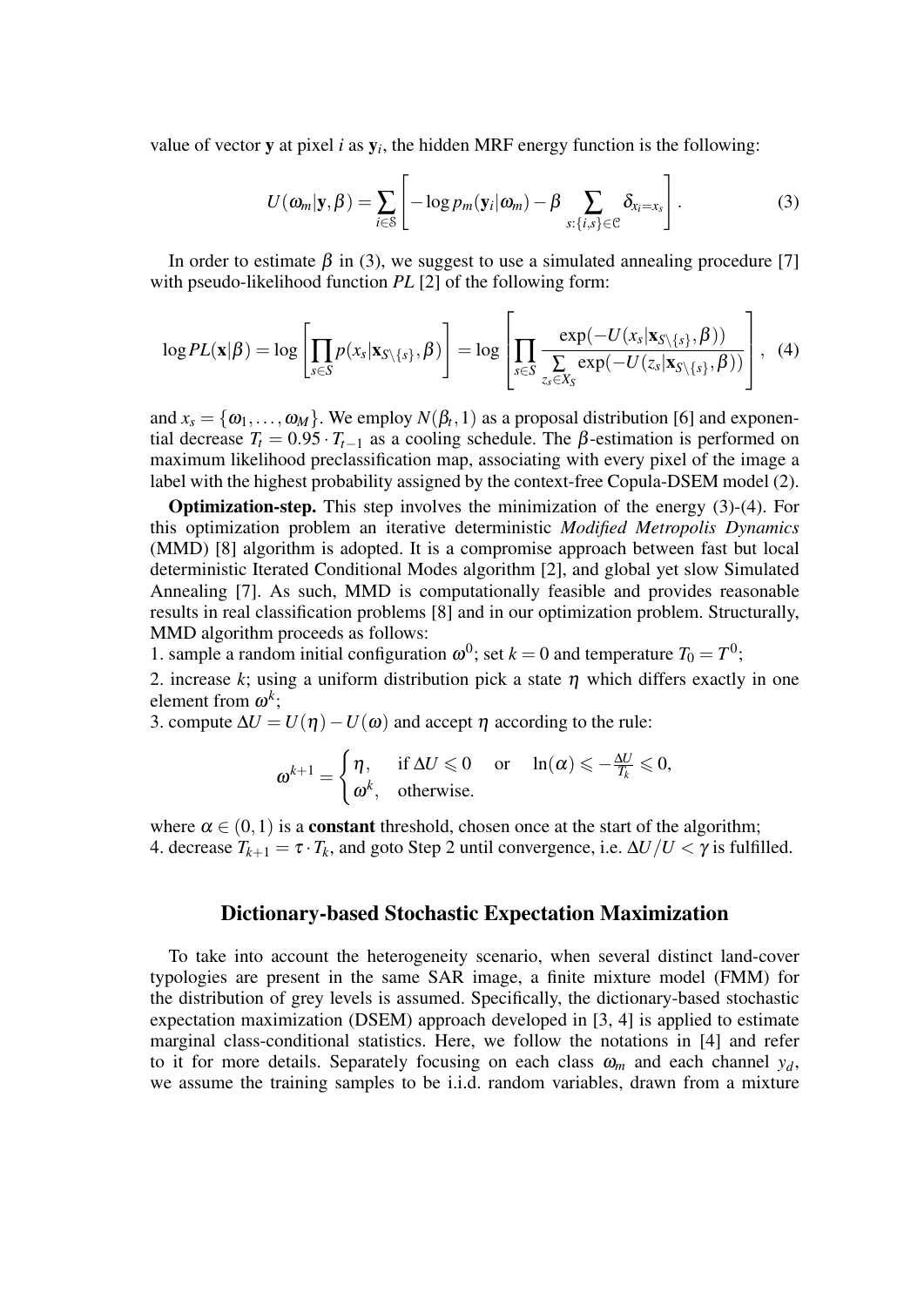value of vector $\mathbf{y}$ at pixel $i$ as $\mathbf{y}_i$, the hidden MRF energy function is the following:

$$U(\omega_m|\mathbf{y},\beta) = \sum_{i\in\mathcal{S}}\left[-\log p_m(\mathbf{y}_i|\omega_m) - \beta\sum_{s:\{i,s\}\in\mathcal{C}}\delta_{x_i=x_s}\right]. \tag{3}$$

In order to estimate $\beta$ in (3), we suggest to use a simulated annealing procedure [7] with pseudo-likelihood function $PL$ [2] of the following form:

$$\log PL(\mathbf{x}|\beta) = \log\left[\prod_{s\in S} p(x_s|\mathbf{x}_{S\setminus\{s\}},\beta)\right] = \log\left[\prod_{s\in S}\frac{\exp(-U(x_s|\mathbf{x}_{S\setminus\{s\}},\beta))}{\sum\limits_{z_s\in X_S}\exp(-U(z_s|\mathbf{x}_{S\setminus\{s\}},\beta))}\right], \tag{4}$$

and $x_s = \{\omega_1,\ldots,\omega_M\}$. We employ $N(\beta_t,1)$ as a proposal distribution [6] and exponential decrease $T_t = 0.95\cdot T_{t-1}$ as a cooling schedule. The $\beta$-estimation is performed on maximum likelihood preclassification map, associating with every pixel of the image a label with the highest probability assigned by the context-free Copula-DSEM model (2).

**Optimization-step.** This step involves the minimization of the energy (3)-(4). For this optimization problem an iterative deterministic *Modified Metropolis Dynamics* (MMD) [8] algorithm is adopted. It is a compromise approach between fast but local deterministic Iterated Conditional Modes algorithm [2], and global yet slow Simulated Annealing [7]. As such, MMD is computationally feasible and provides reasonable results in real classification problems [8] and in our optimization problem. Structurally, MMD algorithm proceeds as follows:

1. sample a random initial configuration $\omega^0$; set $k=0$ and temperature $T_0 = T^0$;
2. increase $k$; using a uniform distribution pick a state $\eta$ which differs exactly in one element from $\omega^k$;
3. compute $\Delta U = U(\eta) - U(\omega)$ and accept $\eta$ according to the rule:

$$\omega^{k+1} = \begin{cases}\eta, & \text{if } \Delta U \leqslant 0 \quad \text{or} \quad \ln(\alpha) \leqslant -\frac{\Delta U}{T_k} \leqslant 0,\\ \omega^k, & \text{otherwise.}\end{cases}$$

where $\alpha \in (0,1)$ is a **constant** threshold, chosen once at the start of the algorithm;

4. decrease $T_{k+1} = \tau\cdot T_k$, and goto Step 2 until convergence, i.e. $\Delta U/U < \gamma$ is fulfilled.

## Dictionary-based Stochastic Expectation Maximization

To take into account the heterogeneity scenario, when several distinct land-cover typologies are present in the same SAR image, a finite mixture model (FMM) for the distribution of grey levels is assumed. Specifically, the dictionary-based stochastic expectation maximization (DSEM) approach developed in [3, 4] is applied to estimate marginal class-conditional statistics. Here, we follow the notations in [4] and refer to it for more details. Separately focusing on each class $\omega_m$ and each channel $y_d$, we assume the training samples to be i.i.d. random variables, drawn from a mixture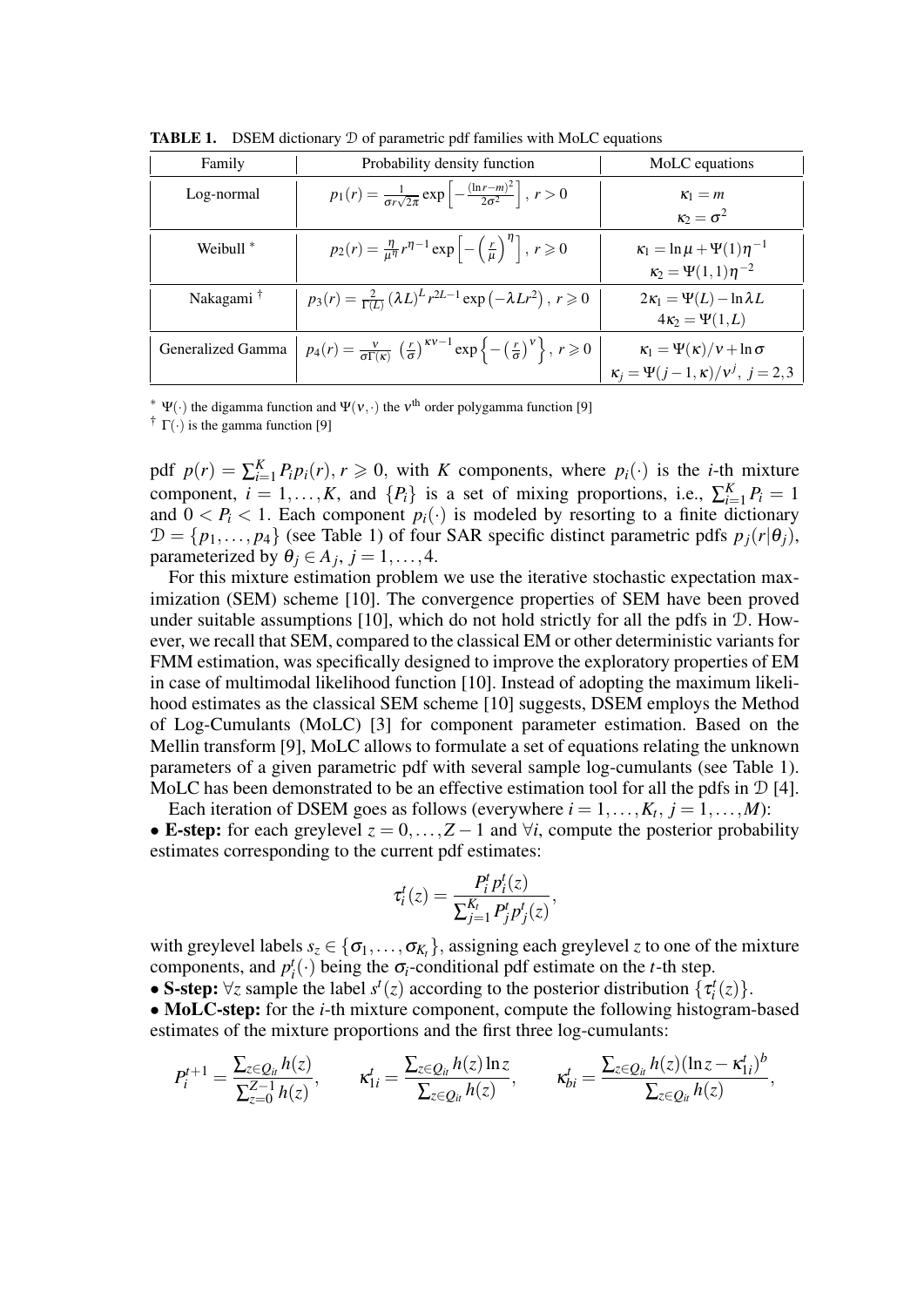**TABLE 1.** DSEM dictionary $\mathcal{D}$ of parametric pdf families with MoLC equations

| Family | Probability density function | MoLC equations |
|---|---|---|
| Log-normal | $p_1(r) = \frac{1}{\sigma r \sqrt{2\pi}} \exp\left[-\frac{(\ln r - m)^2}{2\sigma^2}\right],\ r > 0$ | $\kappa_1 = m$ <br> $\kappa_2 = \sigma^2$ |
| Weibull * | $p_2(r) = \frac{\eta}{\mu^\eta} r^{\eta-1} \exp\left[-\left(\frac{r}{\mu}\right)^\eta\right],\ r \geqslant 0$ | $\kappa_1 = \ln\mu + \Psi(1)\eta^{-1}$ <br> $\kappa_2 = \Psi(1,1)\eta^{-2}$ |
| Nakagami † | $p_3(r) = \frac{2}{\Gamma(L)} (\lambda L)^L r^{2L-1} \exp\left(-\lambda L r^2\right),\ r \geqslant 0$ | $2\kappa_1 = \Psi(L) - \ln\lambda L$ <br> $4\kappa_2 = \Psi(1,L)$ |
| Generalized Gamma | $p_4(r) = \frac{\nu}{\sigma\Gamma(\kappa)} \left(\frac{r}{\sigma}\right)^{\kappa\nu-1} \exp\left\{-\left(\frac{r}{\sigma}\right)^\nu\right\},\ r \geqslant 0$ | $\kappa_1 = \Psi(\kappa)/\nu + \ln\sigma$ <br> $\kappa_j = \Psi(j-1,\kappa)/\nu^j,\ j = 2,3$ |

\* $\Psi(\cdot)$ the digamma function and $\Psi(\nu,\cdot)$ the $\nu^{\text{th}}$ order polygamma function [9]

† $\Gamma(\cdot)$ is the gamma function [9]

pdf $p(r) = \sum_{i=1}^{K} P_i p_i(r),\ r \geqslant 0$, with $K$ components, where $p_i(\cdot)$ is the $i$-th mixture component, $i = 1,\dots,K$, and $\{P_i\}$ is a set of mixing proportions, i.e., $\sum_{i=1}^{K} P_i = 1$ and $0 < P_i < 1$. Each component $p_i(\cdot)$ is modeled by resorting to a finite dictionary $\mathcal{D} = \{p_1,\dots,p_4\}$ (see Table 1) of four SAR specific distinct parametric pdfs $p_j(r|\theta_j)$, parameterized by $\theta_j \in A_j$, $j = 1,\dots,4$.

For this mixture estimation problem we use the iterative stochastic expectation maximization (SEM) scheme [10]. The convergence properties of SEM have been proved under suitable assumptions [10], which do not hold strictly for all the pdfs in $\mathcal{D}$. However, we recall that SEM, compared to the classical EM or other deterministic variants for FMM estimation, was specifically designed to improve the exploratory properties of EM in case of multimodal likelihood function [10]. Instead of adopting the maximum likelihood estimates as the classical SEM scheme [10] suggests, DSEM employs the Method of Log-Cumulants (MoLC) [3] for component parameter estimation. Based on the Mellin transform [9], MoLC allows to formulate a set of equations relating the unknown parameters of a given parametric pdf with several sample log-cumulants (see Table 1). MoLC has been demonstrated to be an effective estimation tool for all the pdfs in $\mathcal{D}$ [4].

Each iteration of DSEM goes as follows (everywhere $i = 1,\dots,K_t$, $j = 1,\dots,M$):

- **E-step:** for each greylevel $z = 0,\dots,Z-1$ and $\forall i$, compute the posterior probability estimates corresponding to the current pdf estimates:

$$\tau_i^t(z) = \frac{P_i^t p_i^t(z)}{\sum_{j=1}^{K_t} P_j^t p_j^t(z)},$$

with greylevel labels $s_z \in \{\sigma_1,\dots,\sigma_{K_t}\}$, assigning each greylevel $z$ to one of the mixture components, and $p_i^t(\cdot)$ being the $\sigma_i$-conditional pdf estimate on the $t$-th step.

- **S-step:** $\forall z$ sample the label $s^t(z)$ according to the posterior distribution $\{\tau_i^t(z)\}$.
- **MoLC-step:** for the $i$-th mixture component, compute the following histogram-based estimates of the mixture proportions and the first three log-cumulants:

$$P_i^{t+1} = \frac{\sum_{z\in Q_{it}} h(z)}{\sum_{z=0}^{Z-1} h(z)}, \qquad \kappa_{1i}^t = \frac{\sum_{z\in Q_{it}} h(z)\ln z}{\sum_{z\in Q_{it}} h(z)}, \qquad \kappa_{bi}^t = \frac{\sum_{z\in Q_{it}} h(z)(\ln z - \kappa_{1i}^t)^b}{\sum_{z\in Q_{it}} h(z)},$$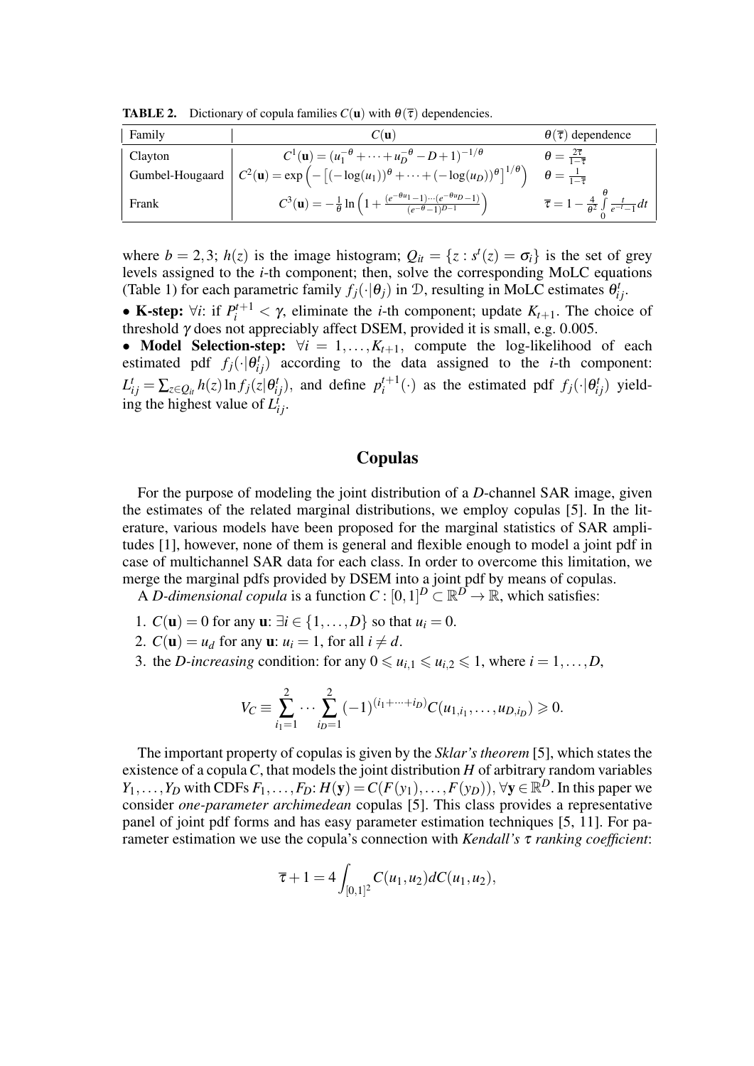**TABLE 2.** Dictionary of copula families $C(\mathbf{u})$ with $\theta(\overline{\tau})$ dependencies.

| Family | $C(\mathbf{u})$ | $\theta(\overline{\tau})$ dependence |
|---|---|---|
| Clayton | $C^1(\mathbf{u}) = (u_1^{-\theta} + \cdots + u_D^{-\theta} - D + 1)^{-1/\theta}$ | $\theta = \frac{2\overline{\tau}}{1-\overline{\tau}}$ |
| Gumbel-Hougaard | $C^2(\mathbf{u}) = \exp\left(-\left[(-\log(u_1))^{\theta} + \cdots + (-\log(u_D))^{\theta}\right]^{1/\theta}\right)$ | $\theta = \frac{1}{1-\overline{\tau}}$ |
| Frank | $C^3(\mathbf{u}) = -\frac{1}{\theta}\ln\left(1 + \frac{(e^{-\theta u_1}-1)\cdots(e^{-\theta u_D}-1)}{(e^{-\theta}-1)^{D-1}}\right)$ | $\overline{\tau} = 1 - \frac{4}{\theta^2}\int\limits_0^{\theta}\frac{t}{e^{-t}-1}dt$ |

where $b = 2,3$; $h(z)$ is the image histogram; $Q_{it} = \{z : s^t(z) = \sigma_i\}$ is the set of grey levels assigned to the $i$-th component; then, solve the corresponding MoLC equations (Table 1) for each parametric family $f_j(\cdot|\theta_j)$ in $\mathcal{D}$, resulting in MoLC estimates $\theta_{ij}^t$.

- **K-step:** $\forall i$: if $P_i^{t+1} < \gamma$, eliminate the $i$-th component; update $K_{t+1}$. The choice of threshold $\gamma$ does not appreciably affect DSEM, provided it is small, e.g. 0.005.
- **Model Selection-step:** $\forall i = 1,\ldots,K_{t+1}$, compute the log-likelihood of each estimated pdf $f_j(\cdot|\theta_{ij}^t)$ according to the data assigned to the $i$-th component: $L_{ij}^t = \sum_{z\in Q_{it}} h(z)\ln f_j(z|\theta_{ij}^t)$, and define $p_i^{t+1}(\cdot)$ as the estimated pdf $f_j(\cdot|\theta_{ij}^t)$ yielding the highest value of $L_{ij}^t$.

## Copulas

For the purpose of modeling the joint distribution of a $D$-channel SAR image, given the estimates of the related marginal distributions, we employ copulas [5]. In the literature, various models have been proposed for the marginal statistics of SAR amplitudes [1], however, none of them is general and flexible enough to model a joint pdf in case of multichannel SAR data for each class. In order to overcome this limitation, we merge the marginal pdfs provided by DSEM into a joint pdf by means of copulas.

A *D-dimensional copula* is a function $C : [0,1]^D \subset \mathbb{R}^D \to \mathbb{R}$, which satisfies:

1. $C(\mathbf{u}) = 0$ for any $\mathbf{u}$: $\exists i \in \{1,\ldots,D\}$ so that $u_i = 0$.
2. $C(\mathbf{u}) = u_d$ for any $\mathbf{u}$: $u_i = 1$, for all $i \neq d$.
3. the *D-increasing* condition: for any $0 \leqslant u_{i,1} \leqslant u_{i,2} \leqslant 1$, where $i = 1,\ldots,D$,

$$V_C \equiv \sum_{i_1=1}^{2}\cdots\sum_{i_D=1}^{2}(-1)^{(i_1+\cdots+i_D)}C(u_{1,i_1},\ldots,u_{D,i_D}) \geqslant 0.$$

The important property of copulas is given by the *Sklar's theorem* [5], which states the existence of a copula $C$, that models the joint distribution $H$ of arbitrary random variables $Y_1,\ldots,Y_D$ with CDFs $F_1,\ldots,F_D$: $H(\mathbf{y}) = C(F(y_1),\ldots,F(y_D))$, $\forall\mathbf{y}\in\mathbb{R}^D$. In this paper we consider *one-parameter archimedean* copulas [5]. This class provides a representative panel of joint pdf forms and has easy parameter estimation techniques [5, 11]. For parameter estimation we use the copula's connection with *Kendall's $\tau$ ranking coefficient*:

$$\overline{\tau} + 1 = 4\int_{[0,1]^2} C(u_1,u_2)dC(u_1,u_2),$$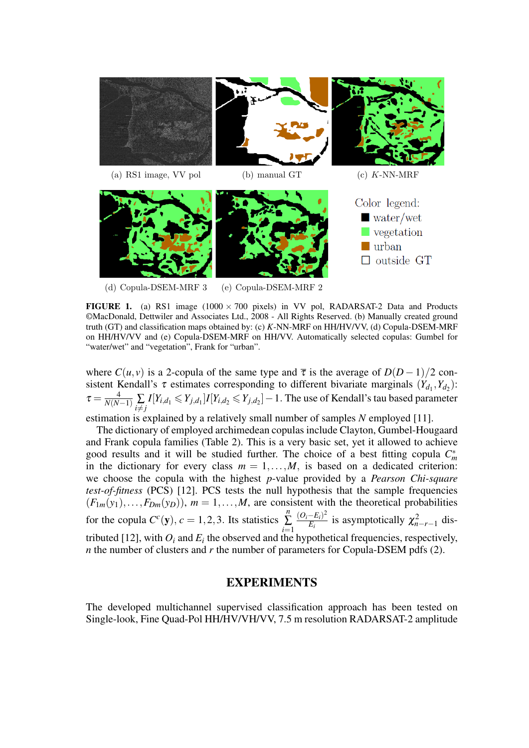(a) RS1 image, VV pol (b) manual GT (c) $K$-NN-MRF

(d) Copula-DSEM-MRF 3 (e) Copula-DSEM-MRF 2

Color legend: water/wet, vegetation, urban, outside GT

**FIGURE 1.** (a) RS1 image (1000 × 700 pixels) in VV pol, RADARSAT-2 Data and Products ©MacDonald, Dettwiler and Associates Ltd., 2008 - All Rights Reserved. (b) Manually created ground truth (GT) and classification maps obtained by: (c) $K$-NN-MRF on HH/HV/VV, (d) Copula-DSEM-MRF on HH/HV/VV and (e) Copula-DSEM-MRF on HH/VV. Automatically selected copulas: Gumbel for "water/wet" and "vegetation", Frank for "urban".

where $C(u,v)$ is a 2-copula of the same type and $\overline{\tau}$ is the average of $D(D-1)/2$ consistent Kendall's $\tau$ estimates corresponding to different bivariate marginals $(Y_{d_1}, Y_{d_2})$: $\tau = \frac{4}{N(N-1)} \sum_{i \neq j} I[Y_{i,d_1} \leqslant Y_{j,d_1}] I[Y_{i,d_2} \leqslant Y_{j,d_2}] - 1$. The use of Kendall's tau based parameter estimation is explained by a relatively small number of samples $N$ employed [11].

The dictionary of employed archimedean copulas include Clayton, Gumbel-Hougaard and Frank copula families (Table 2). This is a very basic set, yet it allowed to achieve good results and it will be studied further. The choice of a best fitting copula $C_m^*$ in the dictionary for every class $m = 1, \ldots, M$, is based on a dedicated criterion: we choose the copula with the highest $p$-value provided by a *Pearson Chi-square test-of-fitness* (PCS) [12]. PCS tests the null hypothesis that the sample frequencies $(F_{1m}(y_1), \ldots, F_{Dm}(y_D))$, $m = 1, \ldots, M$, are consistent with the theoretical probabilities for the copula $C^c(\mathbf{y})$, $c = 1, 2, 3$. Its statistics $\sum_{i=1}^{n} \frac{(O_i - E_i)^2}{E_i}$ is asymptotically $\chi^2_{n-r-1}$ distributed [12], with $O_i$ and $E_i$ the observed and the hypothetical frequencies, respectively, $n$ the number of clusters and $r$ the number of parameters for Copula-DSEM pdfs (2).

## EXPERIMENTS

The developed multichannel supervised classification approach has been tested on Single-look, Fine Quad-Pol HH/HV/VH/VV, 7.5 m resolution RADARSAT-2 amplitude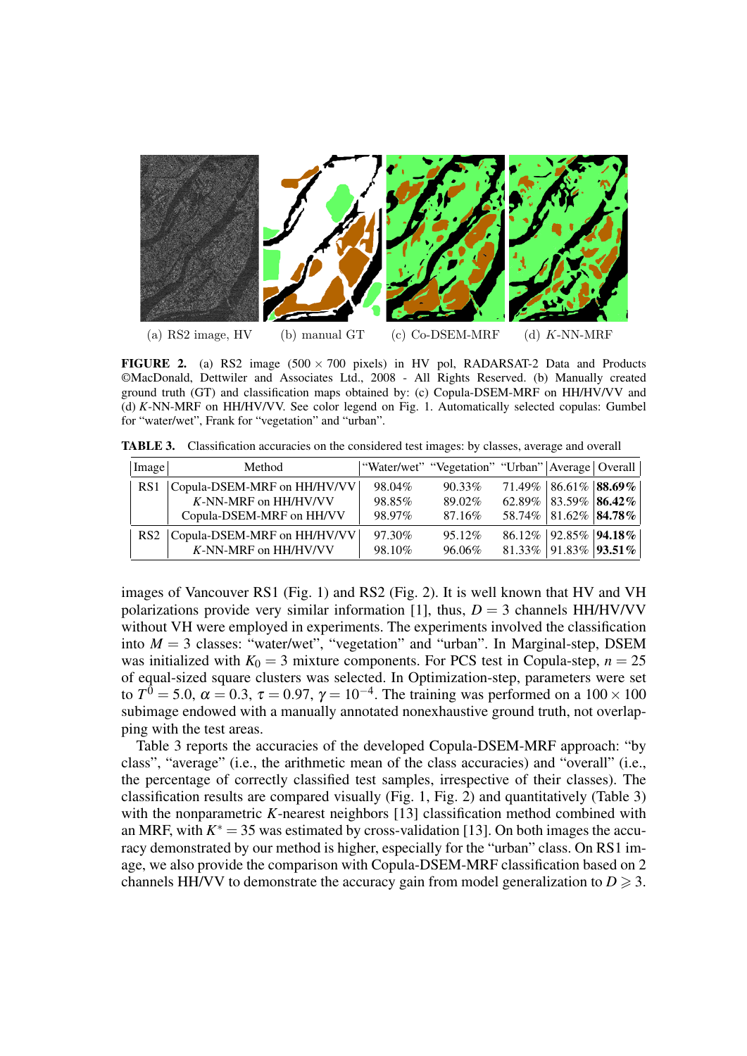(a) RS2 image, HV (b) manual GT (c) Co-DSEM-MRF (d) $K$-NN-MRF

**FIGURE 2.** (a) RS2 image ($500 \times 700$ pixels) in HV pol, RADARSAT-2 Data and Products ©MacDonald, Dettwiler and Associates Ltd., 2008 - All Rights Reserved. (b) Manually created ground truth (GT) and classification maps obtained by: (c) Copula-DSEM-MRF on HH/HV/VV and (d) $K$-NN-MRF on HH/HV/VV. See color legend on Fig. 1. Automatically selected copulas: Gumbel for "water/wet", Frank for "vegetation" and "urban".

**TABLE 3.** Classification accuracies on the considered test images: by classes, average and overall

| Image | Method | "Water/wet" | "Vegetation" | "Urban" | Average | Overall |
|---|---|---|---|---|---|---|
| RS1 | Copula-DSEM-MRF on HH/HV/VV | 98.04% | 90.33% | 71.49% | 86.61% | **88.69%** |
| | $K$-NN-MRF on HH/HV/VV | 98.85% | 89.02% | 62.89% | 83.59% | **86.42%** |
| | Copula-DSEM-MRF on HH/VV | 98.97% | 87.16% | 58.74% | 81.62% | **84.78%** |
| RS2 | Copula-DSEM-MRF on HH/HV/VV | 97.30% | 95.12% | 86.12% | 92.85% | **94.18%** |
| | $K$-NN-MRF on HH/HV/VV | 98.10% | 96.06% | 81.33% | 91.83% | **93.51%** |

images of Vancouver RS1 (Fig. 1) and RS2 (Fig. 2). It is well known that HV and VH polarizations provide very similar information [1], thus, $D = 3$ channels HH/HV/VV without VH were employed in experiments. The experiments involved the classification into $M = 3$ classes: "water/wet", "vegetation" and "urban". In Marginal-step, DSEM was initialized with $K_0 = 3$ mixture components. For PCS test in Copula-step, $n = 25$ of equal-sized square clusters was selected. In Optimization-step, parameters were set to $T^0 = 5.0$, $\alpha = 0.3$, $\tau = 0.97$, $\gamma = 10^{-4}$. The training was performed on a $100 \times 100$ subimage endowed with a manually annotated nonexhaustive ground truth, not overlapping with the test areas.

Table 3 reports the accuracies of the developed Copula-DSEM-MRF approach: "by class", "average" (i.e., the arithmetic mean of the class accuracies) and "overall" (i.e., the percentage of correctly classified test samples, irrespective of their classes). The classification results are compared visually (Fig. 1, Fig. 2) and quantitatively (Table 3) with the nonparametric $K$-nearest neighbors [13] classification method combined with an MRF, with $K^* = 35$ was estimated by cross-validation [13]. On both images the accuracy demonstrated by our method is higher, especially for the "urban" class. On RS1 image, we also provide the comparison with Copula-DSEM-MRF classification based on 2 channels HH/VV to demonstrate the accuracy gain from model generalization to $D \geqslant 3$.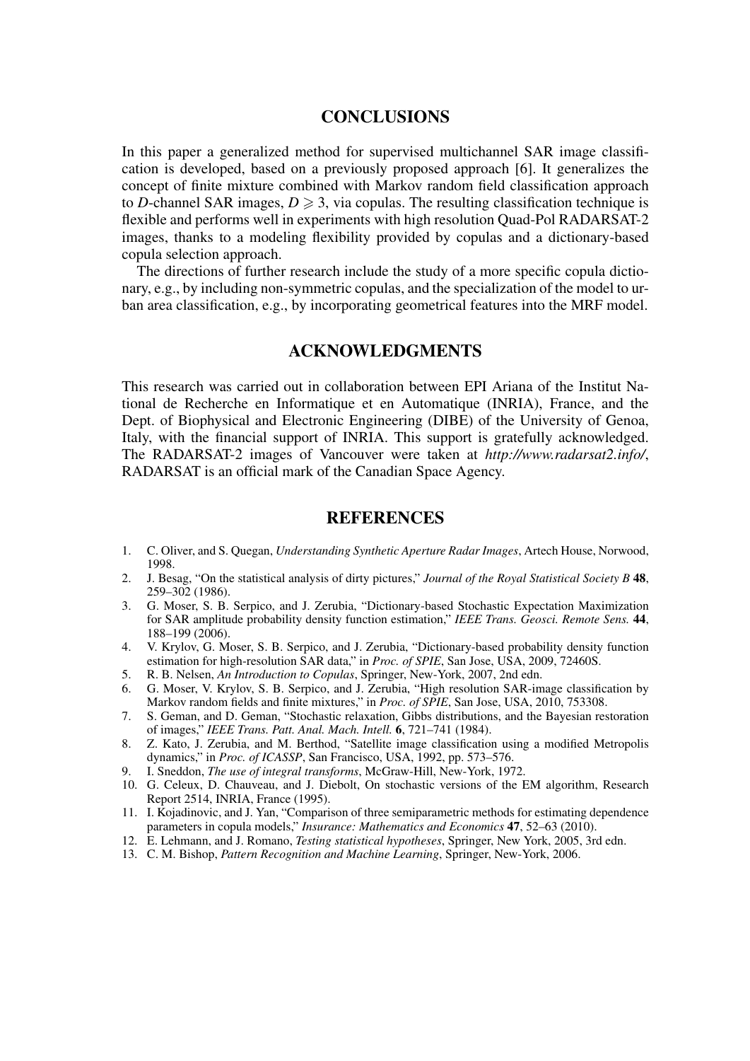## CONCLUSIONS

In this paper a generalized method for supervised multichannel SAR image classification is developed, based on a previously proposed approach [6]. It generalizes the concept of finite mixture combined with Markov random field classification approach to $D$-channel SAR images, $D \geqslant 3$, via copulas. The resulting classification technique is flexible and performs well in experiments with high resolution Quad-Pol RADARSAT-2 images, thanks to a modeling flexibility provided by copulas and a dictionary-based copula selection approach.

The directions of further research include the study of a more specific copula dictionary, e.g., by including non-symmetric copulas, and the specialization of the model to urban area classification, e.g., by incorporating geometrical features into the MRF model.

## ACKNOWLEDGMENTS

This research was carried out in collaboration between EPI Ariana of the Institut National de Recherche en Informatique et en Automatique (INRIA), France, and the Dept. of Biophysical and Electronic Engineering (DIBE) of the University of Genoa, Italy, with the financial support of INRIA. This support is gratefully acknowledged. The RADARSAT-2 images of Vancouver were taken at *http://www.radarsat2.info/*, RADARSAT is an official mark of the Canadian Space Agency.

## REFERENCES

1. C. Oliver, and S. Quegan, *Understanding Synthetic Aperture Radar Images*, Artech House, Norwood, 1998.
2. J. Besag, "On the statistical analysis of dirty pictures," *Journal of the Royal Statistical Society B* **48**, 259–302 (1986).
3. G. Moser, S. B. Serpico, and J. Zerubia, "Dictionary-based Stochastic Expectation Maximization for SAR amplitude probability density function estimation," *IEEE Trans. Geosci. Remote Sens.* **44**, 188–199 (2006).
4. V. Krylov, G. Moser, S. B. Serpico, and J. Zerubia, "Dictionary-based probability density function estimation for high-resolution SAR data," in *Proc. of SPIE*, San Jose, USA, 2009, 72460S.
5. R. B. Nelsen, *An Introduction to Copulas*, Springer, New-York, 2007, 2nd edn.
6. G. Moser, V. Krylov, S. B. Serpico, and J. Zerubia, "High resolution SAR-image classification by Markov random fields and finite mixtures," in *Proc. of SPIE*, San Jose, USA, 2010, 753308.
7. S. Geman, and D. Geman, "Stochastic relaxation, Gibbs distributions, and the Bayesian restoration of images," *IEEE Trans. Patt. Anal. Mach. Intell.* **6**, 721–741 (1984).
8. Z. Kato, J. Zerubia, and M. Berthod, "Satellite image classification using a modified Metropolis dynamics," in *Proc. of ICASSP*, San Francisco, USA, 1992, pp. 573–576.
9. I. Sneddon, *The use of integral transforms*, McGraw-Hill, New-York, 1972.
10. G. Celeux, D. Chauveau, and J. Diebolt, On stochastic versions of the EM algorithm, Research Report 2514, INRIA, France (1995).
11. I. Kojadinovic, and J. Yan, "Comparison of three semiparametric methods for estimating dependence parameters in copula models," *Insurance: Mathematics and Economics* **47**, 52–63 (2010).
12. E. Lehmann, and J. Romano, *Testing statistical hypotheses*, Springer, New York, 2005, 3rd edn.
13. C. M. Bishop, *Pattern Recognition and Machine Learning*, Springer, New-York, 2006.